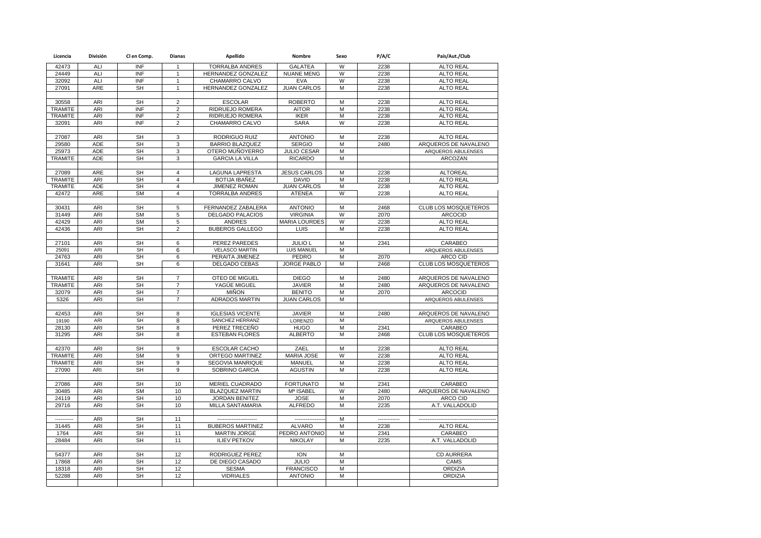| Licencia | División | Cl en Comp. | Dianas | Apellido | Nombre | Sexo | P/A/C | País/Aut./Club |
|---|---|---|---|---|---|---|---|---|
| 42473 | ALI | INF | 1 | TORRALBA ANDRES | GALATEA | W | 2238 | ALTO REAL |
| 24449 | ALI | INF | 1 | HERNANDEZ GONZALEZ | NUANE MENG | W | 2238 | ALTO REAL |
| 32092 | ALI | INF | 1 | CHAMARRO CALVO | EVA | W | 2238 | ALTO REAL |
| 27091 | ARE | SH | 1 | HERNANDEZ GONZALEZ | JUAN CARLOS | M | 2238 | ALTO REAL |
| | | | | | | | | |
| 30558 | ARI | SH | 2 | ESCOLAR | ROBERTO | M | 2238 | ALTO REAL |
| TRAMITE | ARI | INF | 2 | RIDRUEJO ROMERA | AITOR | M | 2238 | ALTO REAL |
| TRAMITE | ARI | INF | 2 | RIDRUEJO ROMERA | IKER | M | 2238 | ALTO REAL |
| 32091 | ARI | INF | 2 | CHAMARRO CALVO | SARA | W | 2238 | ALTO REAL |
| | | | | | | | | |
| 27087 | ARI | SH | 3 | RODRIGUO RUIZ | ANTONIO | M | 2238 | ALTO REAL |
| 29580 | ADE | SH | 3 | BARRIO BLAZQUEZ | SERGIO | M | 2480 | ARQUEROS DE NAVALENO |
| 25973 | ADE | SH | 3 | OTERO MUÑOYERRO | JULIO CESAR | M | | ARQUEROS ABULENSES |
| TRAMITE | ADE | SH | 3 | GARCIA LA VILLA | RICARDO | M | | ARCOZAN |
| | | | | | | | | |
| 27089 | ARE | SH | 4 | LAGUNA LAPRESTA | JESUS CARLOS | M | 2238 | ALTOREAL |
| TRAMITE | ARI | SH | 4 | BOTIJA IBAÑEZ | DAVID | M | 2238 | ALTO REAL |
| TRAMITE | ADE | SH | 4 | JIMENEZ ROMAN | JUAN CARLOS | M | 2238 | ALTO REAL |
| 42472 | ARE | SM | 4 | TORRALBA ANDRES | ATENEA | W | 2238 | ALTO REAL |
| | | | | | | | | |
| 30431 | ARI | SH | 5 | FERNANDEZ ZABALERA | ANTONIO | M | 2468 | CLUB LOS MOSQUETEROS |
| 31449 | ARI | SM | 5 | DELGADO PALACIOS | VIRGINIA | W | 2070 | ARCOCID |
| 42429 | ARI | SM | 5 | ANDRES | MARIA LOURDES | W | 2238 | ALTO REAL |
| 42436 | ARI | SH | 2 | BUBEROS GALLEGO | LUIS | M | 2238 | ALTO REAL |
| | | | | | | | | |
| 27101 | ARI | SH | 6 | PEREZ PAREDES | JULIO L | M | 2341 | CARABEO |
| 25091 | ARI | SH | 6 | VELASCO MARTIN | LUIS MANUEL | M | | ARQUEROS ABULENSES |
| 24763 | ARI | SH | 6 | PERAITA JIMENEZ | PEDRO | M | 2070 | ARCO CID |
| 31641 | ARI | SH | 6 | DELGADO CEBAS | JORGE PABLO | M | 2468 | CLUB LOS MOSQUETEROS |
| | | | | | | | | |
| TRAMITE | ARI | SH | 7 | OTEO DE MIGUEL | DIEGO | M | 2480 | ARQUEROS DE NAVALENO |
| TRAMITE | ARI | SH | 7 | YAGÜE MIGUEL | JAVIER | M | 2480 | ARQUEROS DE NAVALENO |
| 32079 | ARI | SH | 7 | MIÑON | BENITO | M | 2070 | ARCOCID |
| 5326 | ARI | SH | 7 | ADRADOS MARTIN | JUAN CARLOS | M | | ARQUEROS ABULENSES |
| | | | | | | | | |
| 42453 | ARI | SH | 8 | IGLESIAS VICENTE | JAVIER | M | 2480 | ARQUEROS DE NAVALENO |
| 19190 | ARI | SH | 8 | SANCHEZ HERRANZ | LORENZO | M | | ARQUEROS ABULENSES |
| 28130 | ARI | SH | 8 | PEREZ TRECEÑO | HUGO | M | 2341 | CARABEO |
| 31295 | ARI | SH | 8 | ESTEBAN FLORES | ALBERTO | M | 2468 | CLUB LOS MOSQUETEROS |
| | | | | | | | | |
| 42370 | ARI | SH | 9 | ESCOLAR CACHO | ZAEL | M | 2238 | ALTO REAL |
| TRAMITE | ARI | SM | 9 | ORTEGO MARTINEZ | MARIA JOSE | W | 2238 | ALTO REAL |
| TRAMITE | ARI | SH | 9 | SEGOVIA MANRIQUE | MANUEL | M | 2238 | ALTO REAL |
| 27090 | ARI | SH | 9 | SOBRINO GARCIA | AGUSTIN | M | 2238 | ALTO REAL |
| | | | | | | | | |
| 27086 | ARI | SH | 10 | MERIEL CUADRADO | FORTUNATO | M | 2341 | CARABEO |
| 30485 | ARI | SM | 10 | BLAZQUEZ MARTIN | Mª ISABEL | W | 2480 | ARQUEROS DE NAVALENO |
| 24119 | ARI | SH | 10 | JORDAN BENITEZ | JOSE | M | 2070 | ARCO CID |
| 29716 | ARI | SH | 10 | MILLA SANTAMARIA | ALFREDO | M | 2235 | A.T. VALLADOLID |
| | | | | | | | | |
| ---------- | ARI | SH | 11 | ---------------------- | ---------------- | M | ------------ | -------------------------------------------- |
| 31445 | ARI | SH | 11 | BUBEROS MARTINEZ | ALVARO | M | 2238 | ALTO REAL |
| 1764 | ARI | SH | 11 | MARTIN JORGE | PEDRO ANTONIO | M | 2341 | CARABEO |
| 28484 | ARI | SH | 11 | ILIEV PETKOV | NIKOLAY | M | 2235 | A.T. VALLADOLID |
| | | | | | | | | |
| 54377 | ARI | SH | 12 | RODRIGUEZ PEREZ | ION | M | | CD AURRERA |
| 17868 | ARI | SH | 12 | DE DIEGO CASADO | JULIO | M | | CAMS |
| 18318 | ARI | SH | 12 | SESMA | FRANCISCO | M | | ORDIZIA |
| 52288 | ARI | SH | 12 | VIDRIALES | ANTONIO | M | | ORDIZIA |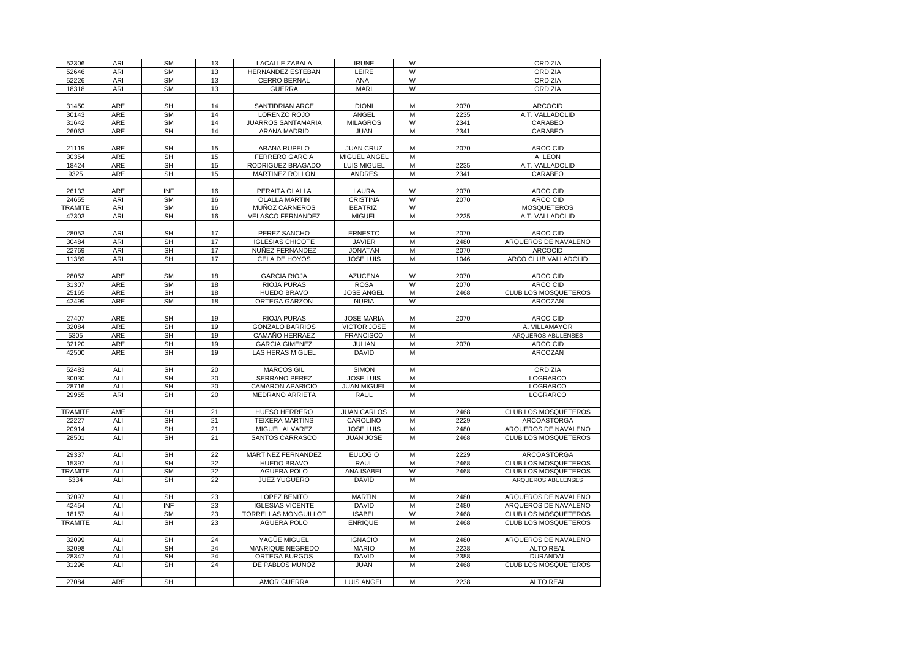| | | | | | | | | |
|---|---|---|---|---|---|---|---|---|
| 52306 | ARI | SM | 13 | LACALLE ZABALA | IRUNE | W | | ORDIZIA |
| 52646 | ARI | SM | 13 | HERNANDEZ ESTEBAN | LEIRE | W | | ORDIZIA |
| 52226 | ARI | SM | 13 | CERRO BERNAL | ANA | W | | ORDIZIA |
| 18318 | ARI | SM | 13 | GUERRA | MARI | W | | ORDIZIA |
| | | | | | | | | |
| 31450 | ARE | SH | 14 | SANTIDRIAN ARCE | DIONI | M | 2070 | ARCOCID |
| 30143 | ARE | SM | 14 | LORENZO ROJO | ANGEL | M | 2235 | A.T. VALLADOLID |
| 31642 | ARE | SM | 14 | JUARROS SANTAMARIA | MILAGROS | W | 2341 | CARABEO |
| 26063 | ARE | SH | 14 | ARANA MADRID | JUAN | M | 2341 | CARABEO |
| | | | | | | | | |
| 21119 | ARE | SH | 15 | ARANA RUPELO | JUAN CRUZ | M | 2070 | ARCO CID |
| 30354 | ARE | SH | 15 | FERRERO GARCIA | MIGUEL ANGEL | M | | A. LEON |
| 18424 | ARE | SH | 15 | RODRIGUEZ BRAGADO | LUIS MIGUEL | M | 2235 | A.T. VALLADOLID |
| 9325 | ARE | SH | 15 | MARTINEZ ROLLON | ANDRES | M | 2341 | CARABEO |
| | | | | | | | | |
| 26133 | ARE | INF | 16 | PERAITA OLALLA | LAURA | W | 2070 | ARCO CID |
| 24655 | ARI | SM | 16 | OLALLA MARTIN | CRISTINA | W | 2070 | ARCO CID |
| TRAMITE | ARI | SM | 16 | MUÑOZ CARNEROS | BEATRIZ | W | | MOSQUETEROS |
| 47303 | ARI | SH | 16 | VELASCO FERNANDEZ | MIGUEL | M | 2235 | A.T. VALLADOLID |
| | | | | | | | | |
| 28053 | ARI | SH | 17 | PEREZ SANCHO | ERNESTO | M | 2070 | ARCO CID |
| 30484 | ARI | SH | 17 | IGLESIAS CHICOTE | JAVIER | M | 2480 | ARQUEROS DE NAVALENO |
| 22769 | ARI | SH | 17 | NUÑEZ FERNANDEZ | JONATAN | M | 2070 | ARCOCID |
| 11389 | ARI | SH | 17 | CELA DE HOYOS | JOSE LUIS | M | 1046 | ARCO CLUB VALLADOLID |
| | | | | | | | | |
| 28052 | ARE | SM | 18 | GARCIA RIOJA | AZUCENA | W | 2070 | ARCO CID |
| 31307 | ARE | SM | 18 | RIOJA PURAS | ROSA | W | 2070 | ARCO CID |
| 25165 | ARE | SH | 18 | HUEDO BRAVO | JOSE ANGEL | M | 2468 | CLUB LOS MOSQUETEROS |
| 42499 | ARE | SM | 18 | ORTEGA GARZON | NURIA | W | | ARCOZAN |
| | | | | | | | | |
| 27407 | ARE | SH | 19 | RIOJA PURAS | JOSE MARIA | M | 2070 | ARCO CID |
| 32084 | ARE | SH | 19 | GONZALO BARRIOS | VICTOR JOSE | M | | A. VILLAMAYOR |
| 5305 | ARE | SH | 19 | CAMAÑO HERRAEZ | FRANCISCO | M | | ARQUEROS ABULENSES |
| 32120 | ARE | SH | 19 | GARCIA GIMENEZ | JULIAN | M | 2070 | ARCO CID |
| 42500 | ARE | SH | 19 | LAS HERAS MIGUEL | DAVID | M | | ARCOZAN |
| | | | | | | | | |
| 52483 | ALI | SH | 20 | MARCOS GIL | SIMON | M | | ORDIZIA |
| 30030 | ALI | SH | 20 | SERRANO PEREZ | JOSE LUIS | M | | LOGRARCO |
| 28716 | ALI | SH | 20 | CAMARON APARICIO | JUAN MIGUEL | M | | LOGRARCO |
| 29955 | ARI | SH | 20 | MEDRANO ARRIETA | RAUL | M | | LOGRARCO |
| | | | | | | | | |
| TRAMITE | AME | SH | 21 | HUESO HERRERO | JUAN CARLOS | M | 2468 | CLUB LOS MOSQUETEROS |
| 22227 | ALI | SH | 21 | TEIXERA MARTINS | CAROLINO | M | 2229 | ARCOASTORGA |
| 20914 | ALI | SH | 21 | MIGUEL ALVAREZ | JOSE LUIS | M | 2480 | ARQUEROS DE NAVALENO |
| 28501 | ALI | SH | 21 | SANTOS CARRASCO | JUAN JOSE | M | 2468 | CLUB LOS MOSQUETEROS |
| | | | | | | | | |
| 29337 | ALI | SH | 22 | MARTINEZ FERNANDEZ | EULOGIO | M | 2229 | ARCOASTORGA |
| 15397 | ALI | SH | 22 | HUEDO BRAVO | RAUL | M | 2468 | CLUB LOS MOSQUETEROS |
| TRAMITE | ALI | SM | 22 | AGUERA POLO | ANA ISABEL | W | 2468 | CLUB LOS MOSQUETEROS |
| 5334 | ALI | SH | 22 | JUEZ YUGUERO | DAVID | M | | ARQUEROS ABULENSES |
| | | | | | | | | |
| 32097 | ALI | SH | 23 | LOPEZ BENITO | MARTIN | M | 2480 | ARQUEROS DE NAVALENO |
| 42454 | ALI | INF | 23 | IGLESIAS VICENTE | DAVID | M | 2480 | ARQUEROS DE NAVALENO |
| 18157 | ALI | SM | 23 | TORRELLAS MONGUILLOT | ISABEL | W | 2468 | CLUB LOS MOSQUETEROS |
| TRAMITE | ALI | SH | 23 | AGUERA POLO | ENRIQUE | M | 2468 | CLUB LOS MOSQUETEROS |
| | | | | | | | | |
| 32099 | ALI | SH | 24 | YAGÜE MIGUEL | IGNACIO | M | 2480 | ARQUEROS DE NAVALENO |
| 32098 | ALI | SH | 24 | MANRIQUE NEGREDO | MARIO | M | 2238 | ALTO REAL |
| 28347 | ALI | SH | 24 | ORTEGA BURGOS | DAVID | M | 2388 | DURANDAL |
| 31296 | ALI | SH | 24 | DE PABLOS MUÑOZ | JUAN | M | 2468 | CLUB LOS MOSQUETEROS |
| | | | | | | | | |
| 27084 | ARE | SH | | AMOR GUERRA | LUIS ANGEL | M | 2238 | ALTO REAL |